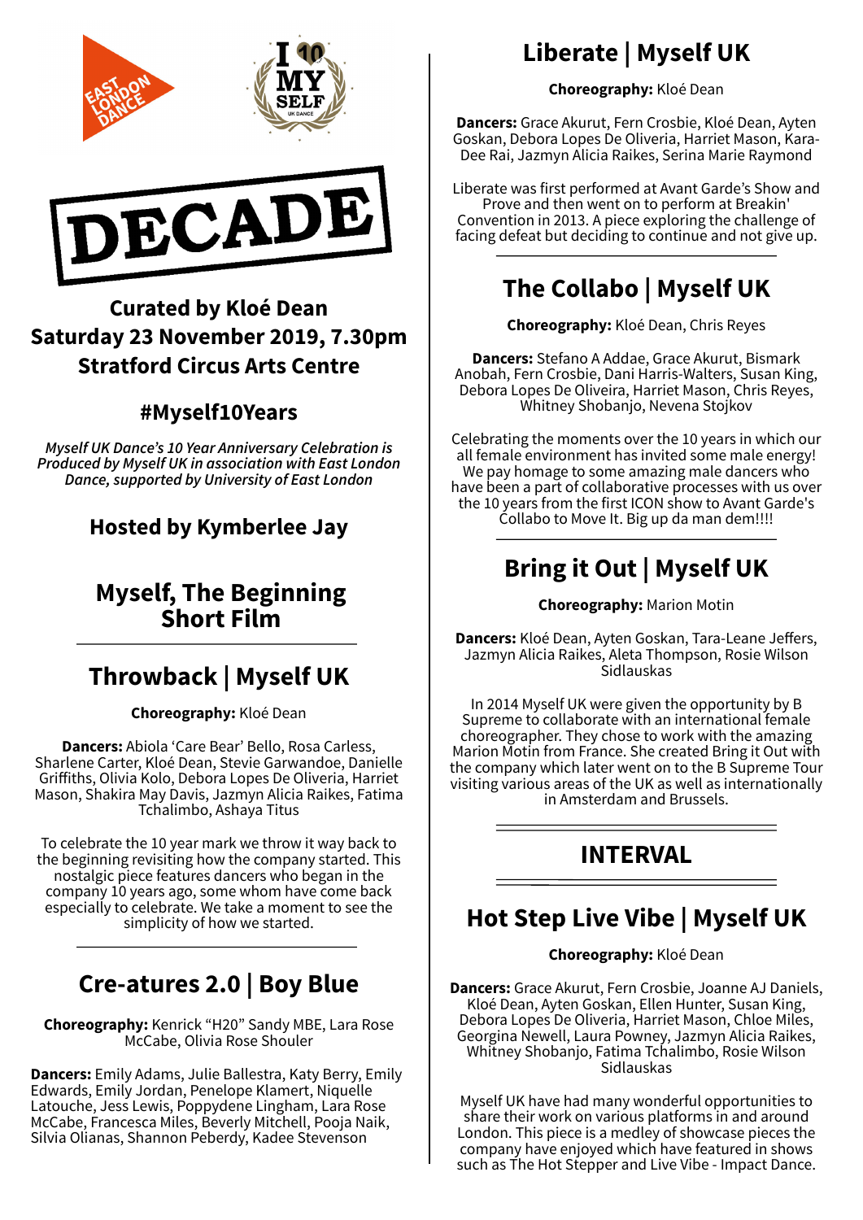EAST LONDON DANCE

I 10 MY SELF UK DANCE

# DECADE

## Curated by Kloé Dean
## Saturday 23 November 2019, 7.30pm
## Stratford Circus Arts Centre

### #Myself10Years

*Myself UK Dance's 10 Year Anniversary Celebration is Produced by Myself UK in association with East London Dance, supported by University of East London*

### Hosted by Kymberlee Jay

## Myself, The Beginning Short Film

---

## Throwback | Myself UK

**Choreography:** Kloé Dean

**Dancers:** Abiola 'Care Bear' Bello, Rosa Carless, Sharlene Carter, Kloé Dean, Stevie Garwandoe, Danielle Griffiths, Olivia Kolo, Debora Lopes De Oliveria, Harriet Mason, Shakira May Davis, Jazmyn Alicia Raikes, Fatima Tchalimbo, Ashaya Titus

To celebrate the 10 year mark we throw it way back to the beginning revisiting how the company started. This nostalgic piece features dancers who began in the company 10 years ago, some whom have come back especially to celebrate. We take a moment to see the simplicity of how we started.

---

## Cre-atures 2.0 | Boy Blue

**Choreography:** Kenrick "H20" Sandy MBE, Lara Rose McCabe, Olivia Rose Shouler

**Dancers:** Emily Adams, Julie Ballestra, Katy Berry, Emily Edwards, Emily Jordan, Penelope Klamert, Niquelle Latouche, Jess Lewis, Poppydene Lingham, Lara Rose McCabe, Francesca Miles, Beverly Mitchell, Pooja Naik, Silvia Olianas, Shannon Peberdy, Kadee Stevenson

## Liberate | Myself UK

**Choreography:** Kloé Dean

**Dancers:** Grace Akurut, Fern Crosbie, Kloé Dean, Ayten Goskan, Debora Lopes De Oliveria, Harriet Mason, Kara-Dee Rai, Jazmyn Alicia Raikes, Serina Marie Raymond

Liberate was first performed at Avant Garde's Show and Prove and then went on to perform at Breakin' Convention in 2013. A piece exploring the challenge of facing defeat but deciding to continue and not give up.

---

## The Collabo | Myself UK

**Choreography:** Kloé Dean, Chris Reyes

**Dancers:** Stefano A Addae, Grace Akurut, Bismark Anobah, Fern Crosbie, Dani Harris-Walters, Susan King, Debora Lopes De Oliveira, Harriet Mason, Chris Reyes, Whitney Shobanjo, Nevena Stojkov

Celebrating the moments over the 10 years in which our all female environment has invited some male energy! We pay homage to some amazing male dancers who have been a part of collaborative processes with us over the 10 years from the first ICON show to Avant Garde's Collabo to Move It. Big up da man dem!!!!

---

## Bring it Out | Myself UK

**Choreography:** Marion Motin

**Dancers:** Kloé Dean, Ayten Goskan, Tara-Leane Jeffers, Jazmyn Alicia Raikes, Aleta Thompson, Rosie Wilson Sidlauskas

In 2014 Myself UK were given the opportunity by B Supreme to collaborate with an international female choreographer. They chose to work with the amazing Marion Motin from France. She created Bring it Out with the company which later went on to the B Supreme Tour visiting various areas of the UK as well as internationally in Amsterdam and Brussels.

---

## INTERVAL

---

## Hot Step Live Vibe | Myself UK

**Choreography:** Kloé Dean

**Dancers:** Grace Akurut, Fern Crosbie, Joanne AJ Daniels, Kloé Dean, Ayten Goskan, Ellen Hunter, Susan King, Debora Lopes De Oliveira, Harriet Mason, Chloe Miles, Georgina Newell, Laura Powney, Jazmyn Alicia Raikes, Whitney Shobanjo, Fatima Tchalimbo, Rosie Wilson Sidlauskas

Myself UK have had many wonderful opportunities to share their work on various platforms in and around London. This piece is a medley of showcase pieces the company have enjoyed which have featured in shows such as The Hot Stepper and Live Vibe - Impact Dance.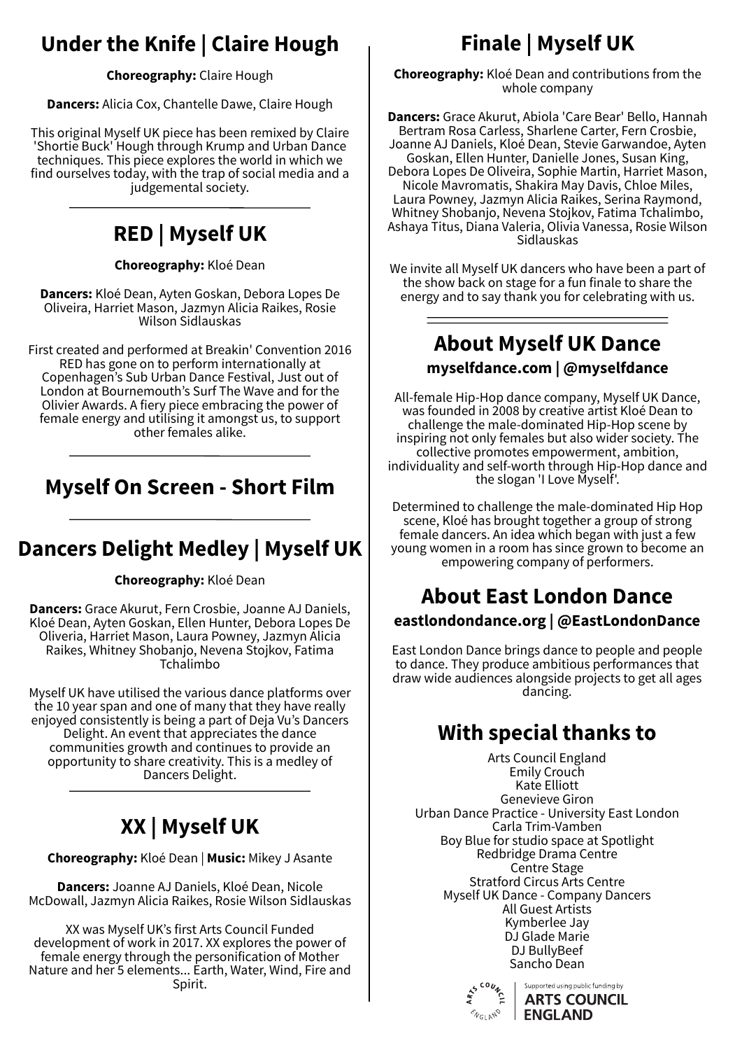## Under the Knife | Claire Hough

**Choreography:** Claire Hough

**Dancers:** Alicia Cox, Chantelle Dawe, Claire Hough

This original Myself UK piece has been remixed by Claire 'Shortie Buck' Hough through Krump and Urban Dance techniques. This piece explores the world in which we find ourselves today, with the trap of social media and a judgemental society.

---

## RED | Myself UK

**Choreography:** Kloé Dean

**Dancers:** Kloé Dean, Ayten Goskan, Debora Lopes De Oliveira, Harriet Mason, Jazmyn Alicia Raikes, Rosie Wilson Sidlauskas

First created and performed at Breakin' Convention 2016 RED has gone on to perform internationally at Copenhagen's Sub Urban Dance Festival, Just out of London at Bournemouth's Surf The Wave and for the Olivier Awards. A fiery piece embracing the power of female energy and utilising it amongst us, to support other females alike.

---

## Myself On Screen - Short Film

---

## Dancers Delight Medley | Myself UK

**Choreography:** Kloé Dean

**Dancers:** Grace Akurut, Fern Crosbie, Joanne AJ Daniels, Kloé Dean, Ayten Goskan, Ellen Hunter, Debora Lopes De Oliveria, Harriet Mason, Laura Powney, Jazmyn Alicia Raikes, Whitney Shobanjo, Nevena Stojkov, Fatima Tchalimbo

Myself UK have utilised the various dance platforms over the 10 year span and one of many that they have really enjoyed consistently is being a part of Deja Vu's Dancers Delight. An event that appreciates the dance communities growth and continues to provide an opportunity to share creativity. This is a medley of Dancers Delight.

---

## XX | Myself UK

**Choreography:** Kloé Dean | **Music:** Mikey J Asante

**Dancers:** Joanne AJ Daniels, Kloé Dean, Nicole McDowall, Jazmyn Alicia Raikes, Rosie Wilson Sidlauskas

XX was Myself UK's first Arts Council Funded development of work in 2017. XX explores the power of female energy through the personification of Mother Nature and her 5 elements... Earth, Water, Wind, Fire and Spirit.

## Finale | Myself UK

**Choreography:** Kloé Dean and contributions from the whole company

**Dancers:** Grace Akurut, Abiola 'Care Bear' Bello, Hannah Bertram Rosa Carless, Sharlene Carter, Fern Crosbie, Joanne AJ Daniels, Kloé Dean, Stevie Garwandoe, Ayten Goskan, Ellen Hunter, Danielle Jones, Susan King, Debora Lopes De Oliveira, Sophie Martin, Harriet Mason, Nicole Mavromatis, Shakira May Davis, Chloe Miles, Laura Powney, Jazmyn Alicia Raikes, Serina Raymond, Whitney Shobanjo, Nevena Stojkov, Fatima Tchalimbo, Ashaya Titus, Diana Valeria, Olivia Vanessa, Rosie Wilson Sidlauskas

We invite all Myself UK dancers who have been a part of the show back on stage for a fun finale to share the energy and to say thank you for celebrating with us.

---

## About Myself UK Dance

**myselfdance.com | @myselfdance**

All-female Hip-Hop dance company, Myself UK Dance, was founded in 2008 by creative artist Kloé Dean to challenge the male-dominated Hip-Hop scene by inspiring not only females but also wider society. The collective promotes empowerment, ambition, individuality and self-worth through Hip-Hop dance and the slogan 'I Love Myself'.

Determined to challenge the male-dominated Hip Hop scene, Kloé has brought together a group of strong female dancers. An idea which began with just a few young women in a room has since grown to become an empowering company of performers.

## About East London Dance

**eastlondondance.org | @EastLondonDance**

East London Dance brings dance to people and people to dance. They produce ambitious performances that draw wide audiences alongside projects to get all ages dancing.

## With special thanks to

Arts Council England
Emily Crouch
Kate Elliott
Genevieve Giron
Urban Dance Practice - University East London
Carla Trim-Vamben
Boy Blue for studio space at Spotlight
Redbridge Drama Centre
Centre Stage
Stratford Circus Arts Centre
Myself UK Dance - Company Dancers
All Guest Artists
Kymberlee Jay
DJ Glade Marie
DJ BullyBeef
Sancho Dean

Supported using public funding by ARTS COUNCIL ENGLAND